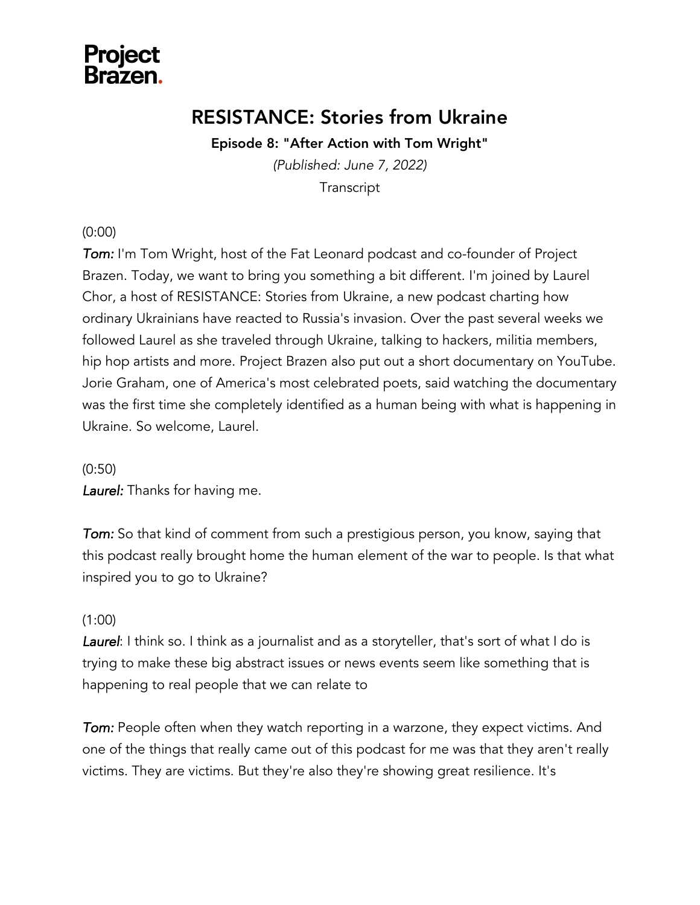**Project Brazen.**

# RESISTANCE: Stories from Ukraine

### Episode 8: "After Action with Tom Wright"

*(Published: June 7, 2022)*

Transcript

(0:00)

***Tom:*** I'm Tom Wright, host of the Fat Leonard podcast and co-founder of Project Brazen. Today, we want to bring you something a bit different. I'm joined by Laurel Chor, a host of RESISTANCE: Stories from Ukraine, a new podcast charting how ordinary Ukrainians have reacted to Russia's invasion. Over the past several weeks we followed Laurel as she traveled through Ukraine, talking to hackers, militia members, hip hop artists and more. Project Brazen also put out a short documentary on YouTube. Jorie Graham, one of America's most celebrated poets, said watching the documentary was the first time she completely identified as a human being with what is happening in Ukraine. So welcome, Laurel.

(0:50)

***Laurel:*** Thanks for having me.

***Tom:*** So that kind of comment from such a prestigious person, you know, saying that this podcast really brought home the human element of the war to people. Is that what inspired you to go to Ukraine?

(1:00)

***Laurel***: I think so. I think as a journalist and as a storyteller, that's sort of what I do is trying to make these big abstract issues or news events seem like something that is happening to real people that we can relate to

***Tom:*** People often when they watch reporting in a warzone, they expect victims. And one of the things that really came out of this podcast for me was that they aren't really victims. They are victims. But they're also they're showing great resilience. It's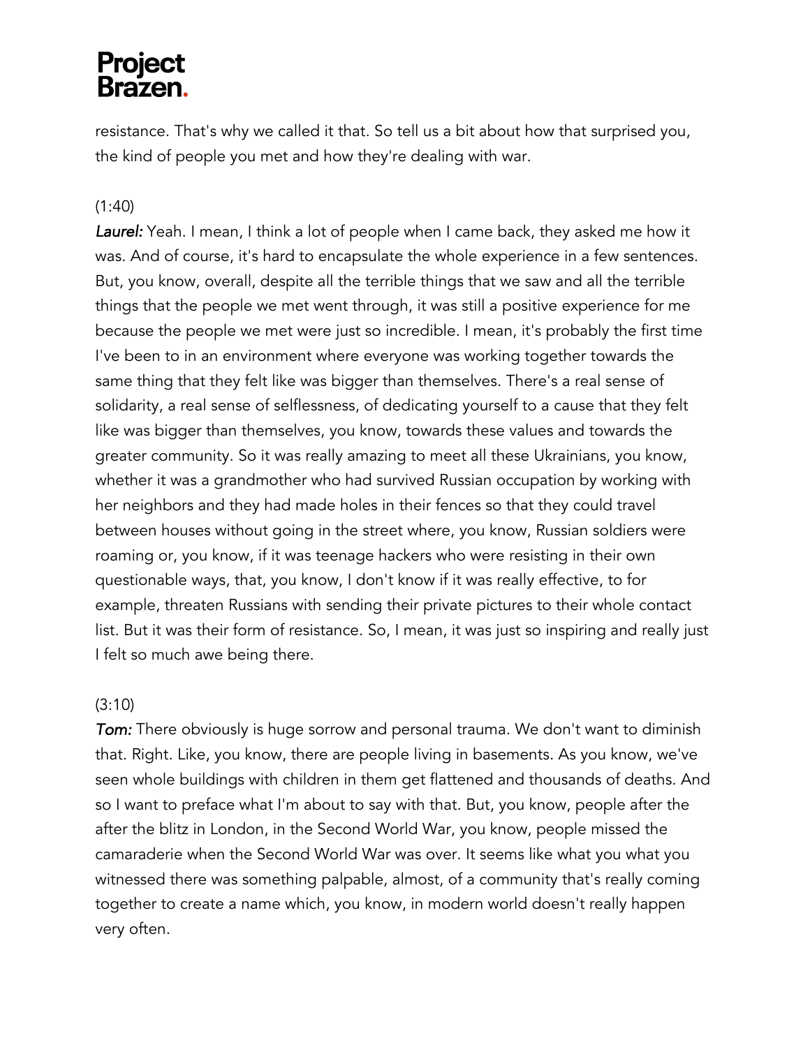resistance. That's why we called it that. So tell us a bit about how that surprised you, the kind of people you met and how they're dealing with war.

(1:40)

***Laurel:*** Yeah. I mean, I think a lot of people when I came back, they asked me how it was. And of course, it's hard to encapsulate the whole experience in a few sentences. But, you know, overall, despite all the terrible things that we saw and all the terrible things that the people we met went through, it was still a positive experience for me because the people we met were just so incredible. I mean, it's probably the first time I've been to in an environment where everyone was working together towards the same thing that they felt like was bigger than themselves. There's a real sense of solidarity, a real sense of selflessness, of dedicating yourself to a cause that they felt like was bigger than themselves, you know, towards these values and towards the greater community. So it was really amazing to meet all these Ukrainians, you know, whether it was a grandmother who had survived Russian occupation by working with her neighbors and they had made holes in their fences so that they could travel between houses without going in the street where, you know, Russian soldiers were roaming or, you know, if it was teenage hackers who were resisting in their own questionable ways, that, you know, I don't know if it was really effective, to for example, threaten Russians with sending their private pictures to their whole contact list. But it was their form of resistance. So, I mean, it was just so inspiring and really just I felt so much awe being there.

(3:10)

***Tom:*** There obviously is huge sorrow and personal trauma. We don't want to diminish that. Right. Like, you know, there are people living in basements. As you know, we've seen whole buildings with children in them get flattened and thousands of deaths. And so I want to preface what I'm about to say with that. But, you know, people after the after the blitz in London, in the Second World War, you know, people missed the camaraderie when the Second World War was over. It seems like what you what you witnessed there was something palpable, almost, of a community that's really coming together to create a name which, you know, in modern world doesn't really happen very often.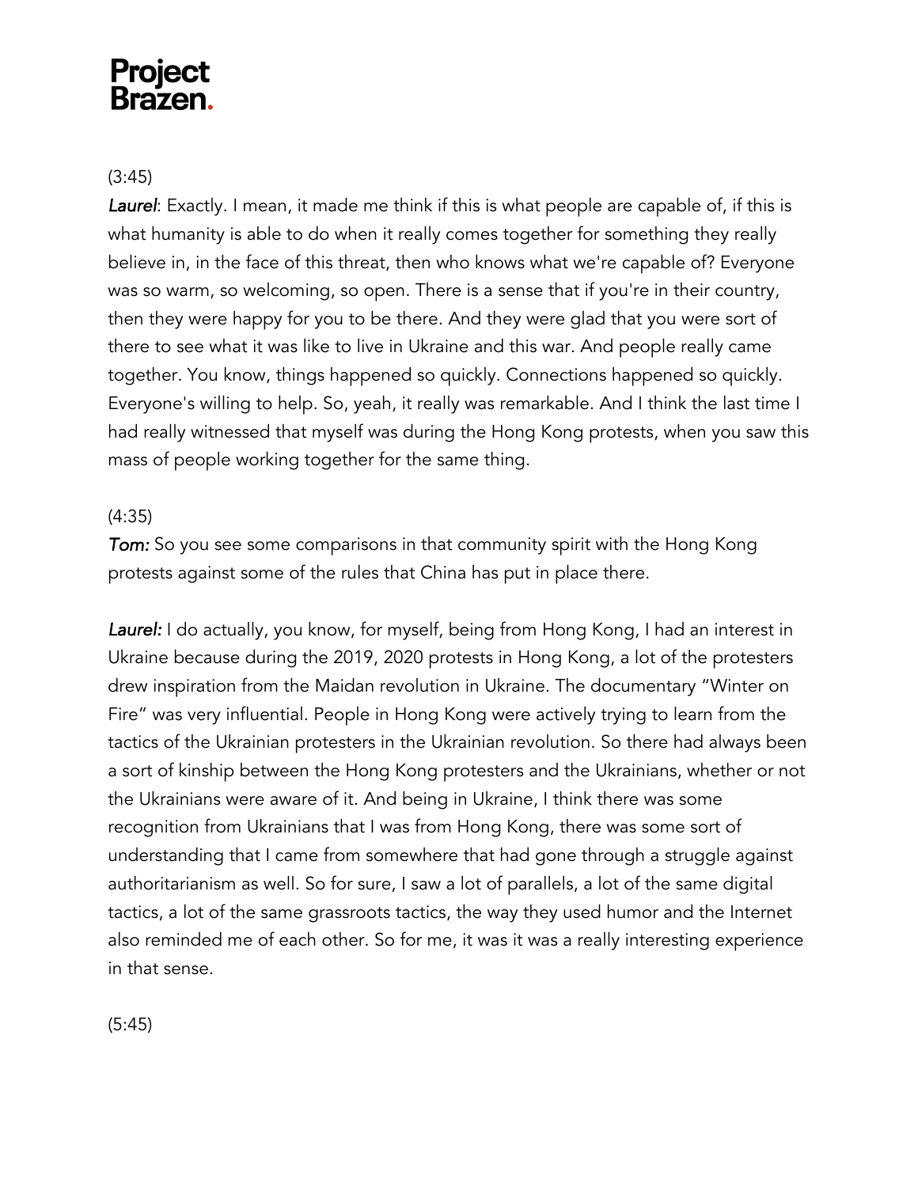(3:45)

***Laurel***: Exactly. I mean, it made me think if this is what people are capable of, if this is what humanity is able to do when it really comes together for something they really believe in, in the face of this threat, then who knows what we're capable of? Everyone was so warm, so welcoming, so open. There is a sense that if you're in their country, then they were happy for you to be there. And they were glad that you were sort of there to see what it was like to live in Ukraine and this war. And people really came together. You know, things happened so quickly. Connections happened so quickly. Everyone's willing to help. So, yeah, it really was remarkable. And I think the last time I had really witnessed that myself was during the Hong Kong protests, when you saw this mass of people working together for the same thing.

(4:35)

***Tom:*** So you see some comparisons in that community spirit with the Hong Kong protests against some of the rules that China has put in place there.

***Laurel:*** I do actually, you know, for myself, being from Hong Kong, I had an interest in Ukraine because during the 2019, 2020 protests in Hong Kong, a lot of the protesters drew inspiration from the Maidan revolution in Ukraine. The documentary "Winter on Fire" was very influential. People in Hong Kong were actively trying to learn from the tactics of the Ukrainian protesters in the Ukrainian revolution. So there had always been a sort of kinship between the Hong Kong protesters and the Ukrainians, whether or not the Ukrainians were aware of it. And being in Ukraine, I think there was some recognition from Ukrainians that I was from Hong Kong, there was some sort of understanding that I came from somewhere that had gone through a struggle against authoritarianism as well. So for sure, I saw a lot of parallels, a lot of the same digital tactics, a lot of the same grassroots tactics, the way they used humor and the Internet also reminded me of each other. So for me, it was it was a really interesting experience in that sense.

(5:45)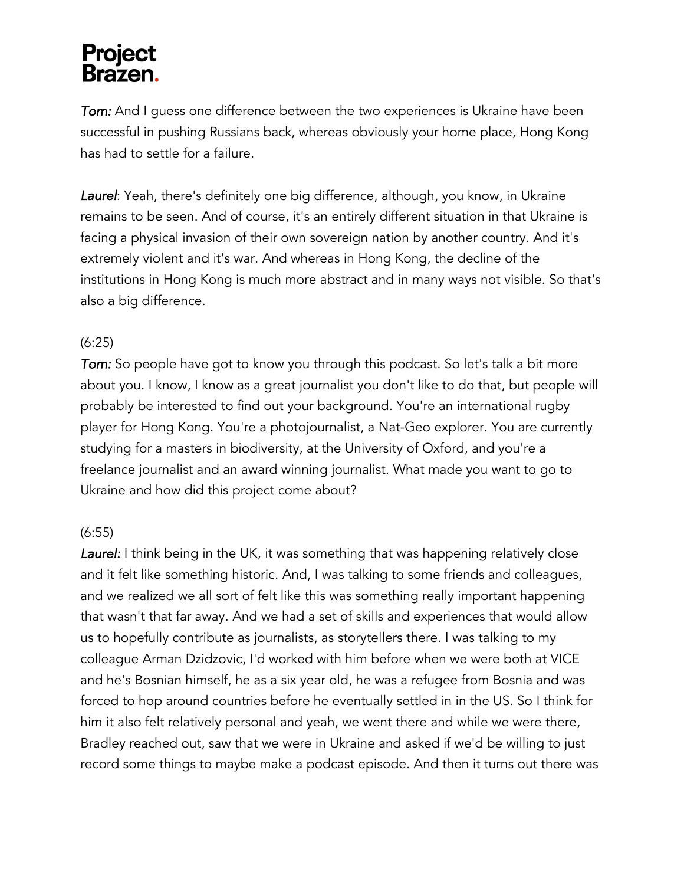***Tom:*** And I guess one difference between the two experiences is Ukraine have been successful in pushing Russians back, whereas obviously your home place, Hong Kong has had to settle for a failure.

***Laurel***: Yeah, there's definitely one big difference, although, you know, in Ukraine remains to be seen. And of course, it's an entirely different situation in that Ukraine is facing a physical invasion of their own sovereign nation by another country. And it's extremely violent and it's war. And whereas in Hong Kong, the decline of the institutions in Hong Kong is much more abstract and in many ways not visible. So that's also a big difference.

(6:25)

***Tom:*** So people have got to know you through this podcast. So let's talk a bit more about you. I know, I know as a great journalist you don't like to do that, but people will probably be interested to find out your background. You're an international rugby player for Hong Kong. You're a photojournalist, a Nat-Geo explorer. You are currently studying for a masters in biodiversity, at the University of Oxford, and you're a freelance journalist and an award winning journalist. What made you want to go to Ukraine and how did this project come about?

(6:55)

***Laurel:*** I think being in the UK, it was something that was happening relatively close and it felt like something historic. And, I was talking to some friends and colleagues, and we realized we all sort of felt like this was something really important happening that wasn't that far away. And we had a set of skills and experiences that would allow us to hopefully contribute as journalists, as storytellers there. I was talking to my colleague Arman Dzidzovic, I'd worked with him before when we were both at VICE and he's Bosnian himself, he as a six year old, he was a refugee from Bosnia and was forced to hop around countries before he eventually settled in in the US. So I think for him it also felt relatively personal and yeah, we went there and while we were there, Bradley reached out, saw that we were in Ukraine and asked if we'd be willing to just record some things to maybe make a podcast episode. And then it turns out there was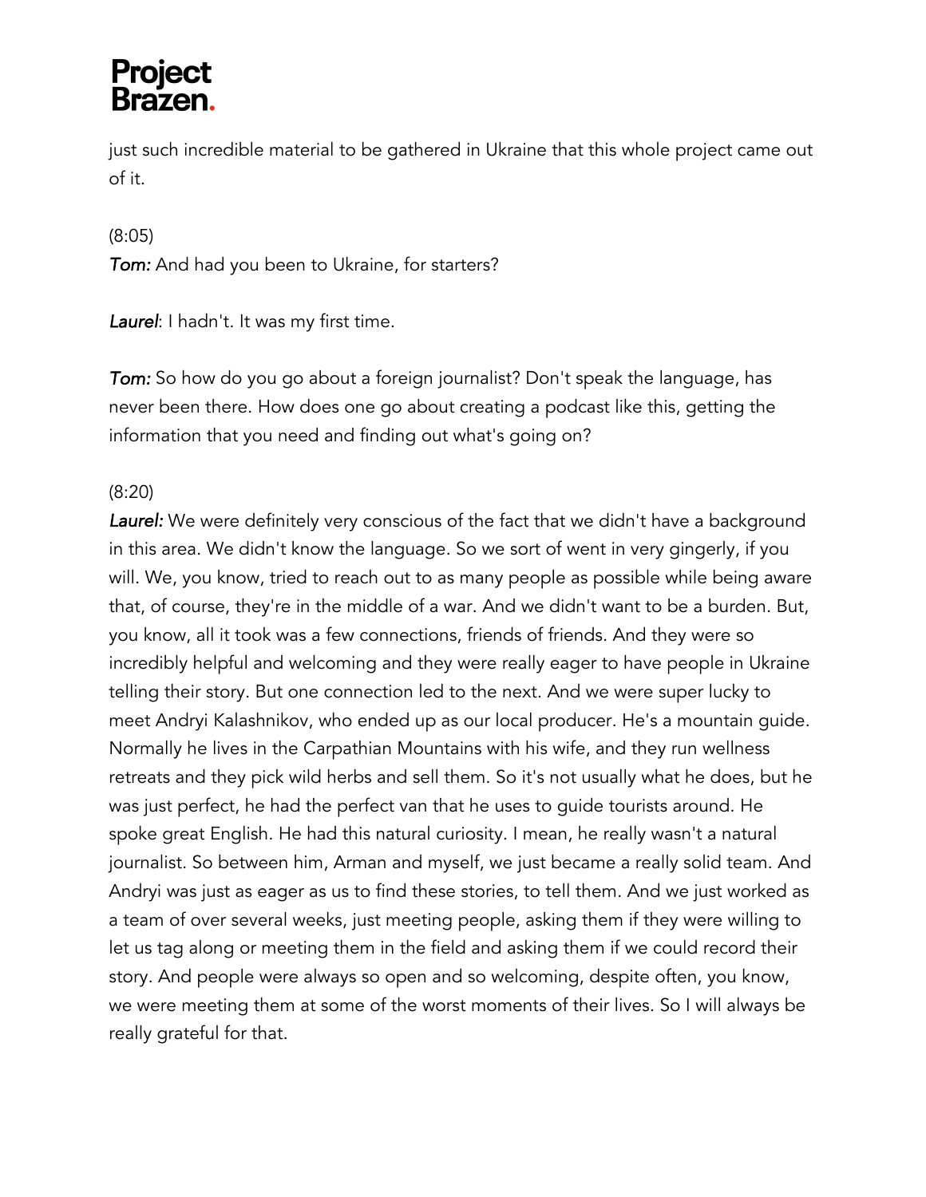just such incredible material to be gathered in Ukraine that this whole project came out of it.

(8:05)

***Tom:*** And had you been to Ukraine, for starters?

***Laurel***: I hadn't. It was my first time.

***Tom:*** So how do you go about a foreign journalist? Don't speak the language, has never been there. How does one go about creating a podcast like this, getting the information that you need and finding out what's going on?

(8:20)

***Laurel:*** We were definitely very conscious of the fact that we didn't have a background in this area. We didn't know the language. So we sort of went in very gingerly, if you will. We, you know, tried to reach out to as many people as possible while being aware that, of course, they're in the middle of a war. And we didn't want to be a burden. But, you know, all it took was a few connections, friends of friends. And they were so incredibly helpful and welcoming and they were really eager to have people in Ukraine telling their story. But one connection led to the next. And we were super lucky to meet Andryi Kalashnikov, who ended up as our local producer. He's a mountain guide. Normally he lives in the Carpathian Mountains with his wife, and they run wellness retreats and they pick wild herbs and sell them. So it's not usually what he does, but he was just perfect, he had the perfect van that he uses to guide tourists around. He spoke great English. He had this natural curiosity. I mean, he really wasn't a natural journalist. So between him, Arman and myself, we just became a really solid team. And Andryi was just as eager as us to find these stories, to tell them. And we just worked as a team of over several weeks, just meeting people, asking them if they were willing to let us tag along or meeting them in the field and asking them if we could record their story. And people were always so open and so welcoming, despite often, you know, we were meeting them at some of the worst moments of their lives. So I will always be really grateful for that.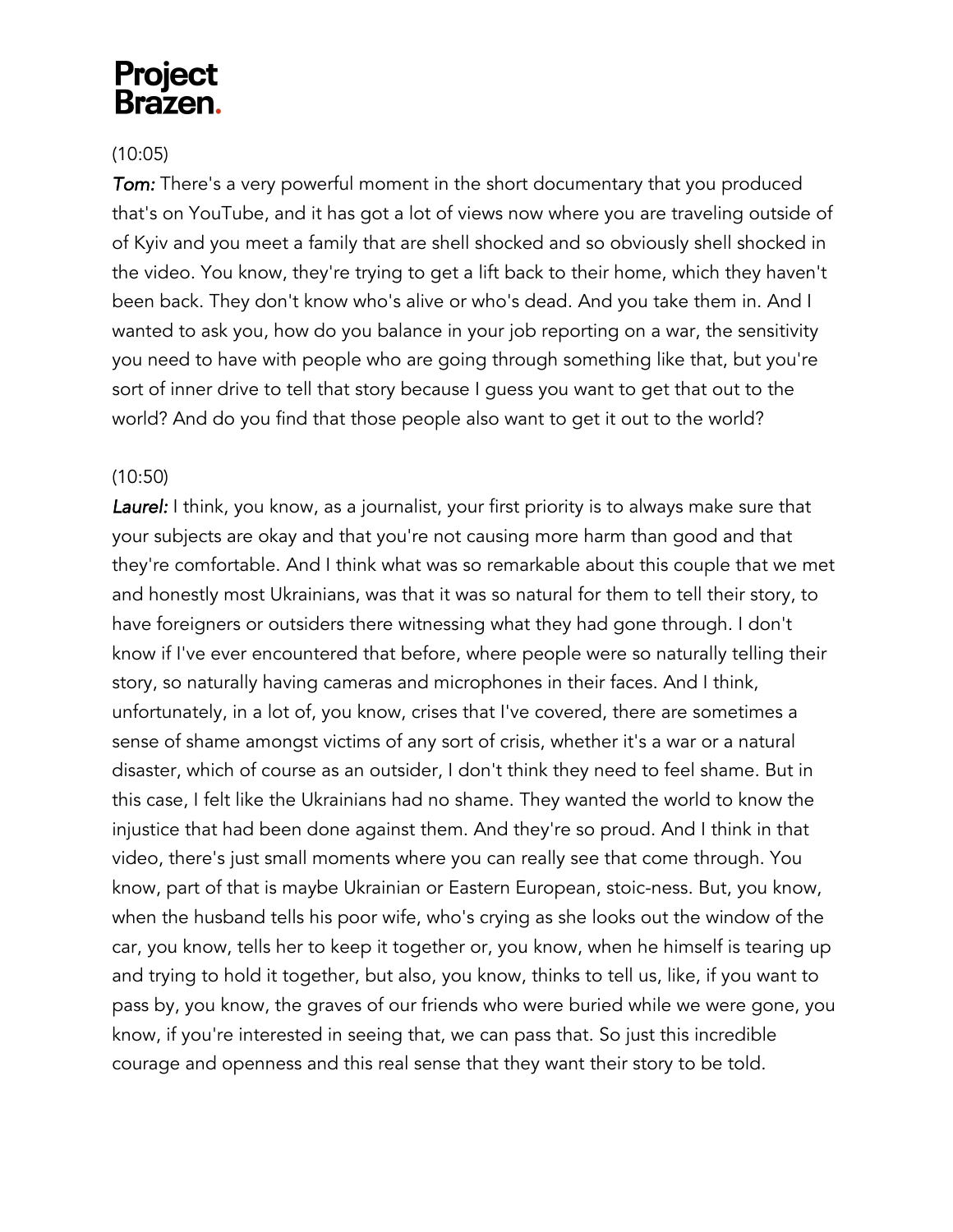(10:05)

***Tom:*** There's a very powerful moment in the short documentary that you produced that's on YouTube, and it has got a lot of views now where you are traveling outside of of Kyiv and you meet a family that are shell shocked and so obviously shell shocked in the video. You know, they're trying to get a lift back to their home, which they haven't been back. They don't know who's alive or who's dead. And you take them in. And I wanted to ask you, how do you balance in your job reporting on a war, the sensitivity you need to have with people who are going through something like that, but you're sort of inner drive to tell that story because I guess you want to get that out to the world? And do you find that those people also want to get it out to the world?

(10:50)

***Laurel:*** I think, you know, as a journalist, your first priority is to always make sure that your subjects are okay and that you're not causing more harm than good and that they're comfortable. And I think what was so remarkable about this couple that we met and honestly most Ukrainians, was that it was so natural for them to tell their story, to have foreigners or outsiders there witnessing what they had gone through. I don't know if I've ever encountered that before, where people were so naturally telling their story, so naturally having cameras and microphones in their faces. And I think, unfortunately, in a lot of, you know, crises that I've covered, there are sometimes a sense of shame amongst victims of any sort of crisis, whether it's a war or a natural disaster, which of course as an outsider, I don't think they need to feel shame. But in this case, I felt like the Ukrainians had no shame. They wanted the world to know the injustice that had been done against them. And they're so proud. And I think in that video, there's just small moments where you can really see that come through. You know, part of that is maybe Ukrainian or Eastern European, stoic-ness. But, you know, when the husband tells his poor wife, who's crying as she looks out the window of the car, you know, tells her to keep it together or, you know, when he himself is tearing up and trying to hold it together, but also, you know, thinks to tell us, like, if you want to pass by, you know, the graves of our friends who were buried while we were gone, you know, if you're interested in seeing that, we can pass that. So just this incredible courage and openness and this real sense that they want their story to be told.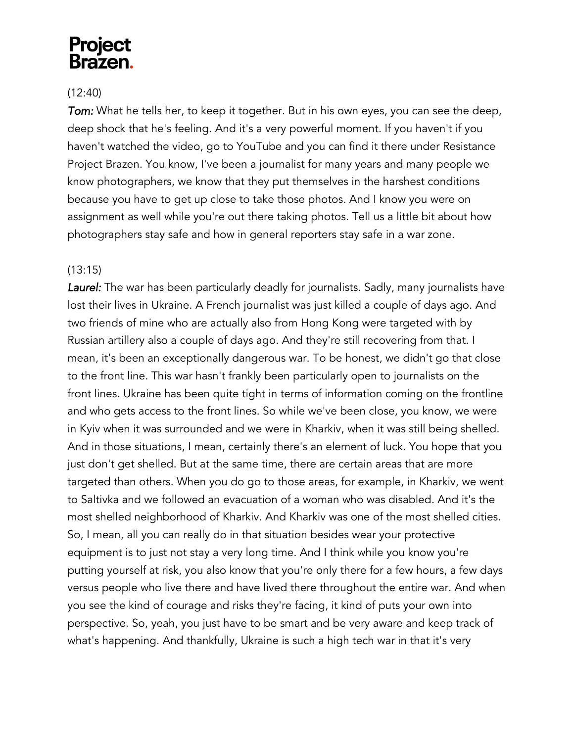(12:40)

***Tom:*** What he tells her, to keep it together. But in his own eyes, you can see the deep, deep shock that he's feeling. And it's a very powerful moment. If you haven't if you haven't watched the video, go to YouTube and you can find it there under Resistance Project Brazen. You know, I've been a journalist for many years and many people we know photographers, we know that they put themselves in the harshest conditions because you have to get up close to take those photos. And I know you were on assignment as well while you're out there taking photos. Tell us a little bit about how photographers stay safe and how in general reporters stay safe in a war zone.

(13:15)

***Laurel:*** The war has been particularly deadly for journalists. Sadly, many journalists have lost their lives in Ukraine. A French journalist was just killed a couple of days ago. And two friends of mine who are actually also from Hong Kong were targeted with by Russian artillery also a couple of days ago. And they're still recovering from that. I mean, it's been an exceptionally dangerous war. To be honest, we didn't go that close to the front line. This war hasn't frankly been particularly open to journalists on the front lines. Ukraine has been quite tight in terms of information coming on the frontline and who gets access to the front lines. So while we've been close, you know, we were in Kyiv when it was surrounded and we were in Kharkiv, when it was still being shelled. And in those situations, I mean, certainly there's an element of luck. You hope that you just don't get shelled. But at the same time, there are certain areas that are more targeted than others. When you do go to those areas, for example, in Kharkiv, we went to Saltivka and we followed an evacuation of a woman who was disabled. And it's the most shelled neighborhood of Kharkiv. And Kharkiv was one of the most shelled cities. So, I mean, all you can really do in that situation besides wear your protective equipment is to just not stay a very long time. And I think while you know you're putting yourself at risk, you also know that you're only there for a few hours, a few days versus people who live there and have lived there throughout the entire war. And when you see the kind of courage and risks they're facing, it kind of puts your own into perspective. So, yeah, you just have to be smart and be very aware and keep track of what's happening. And thankfully, Ukraine is such a high tech war in that it's very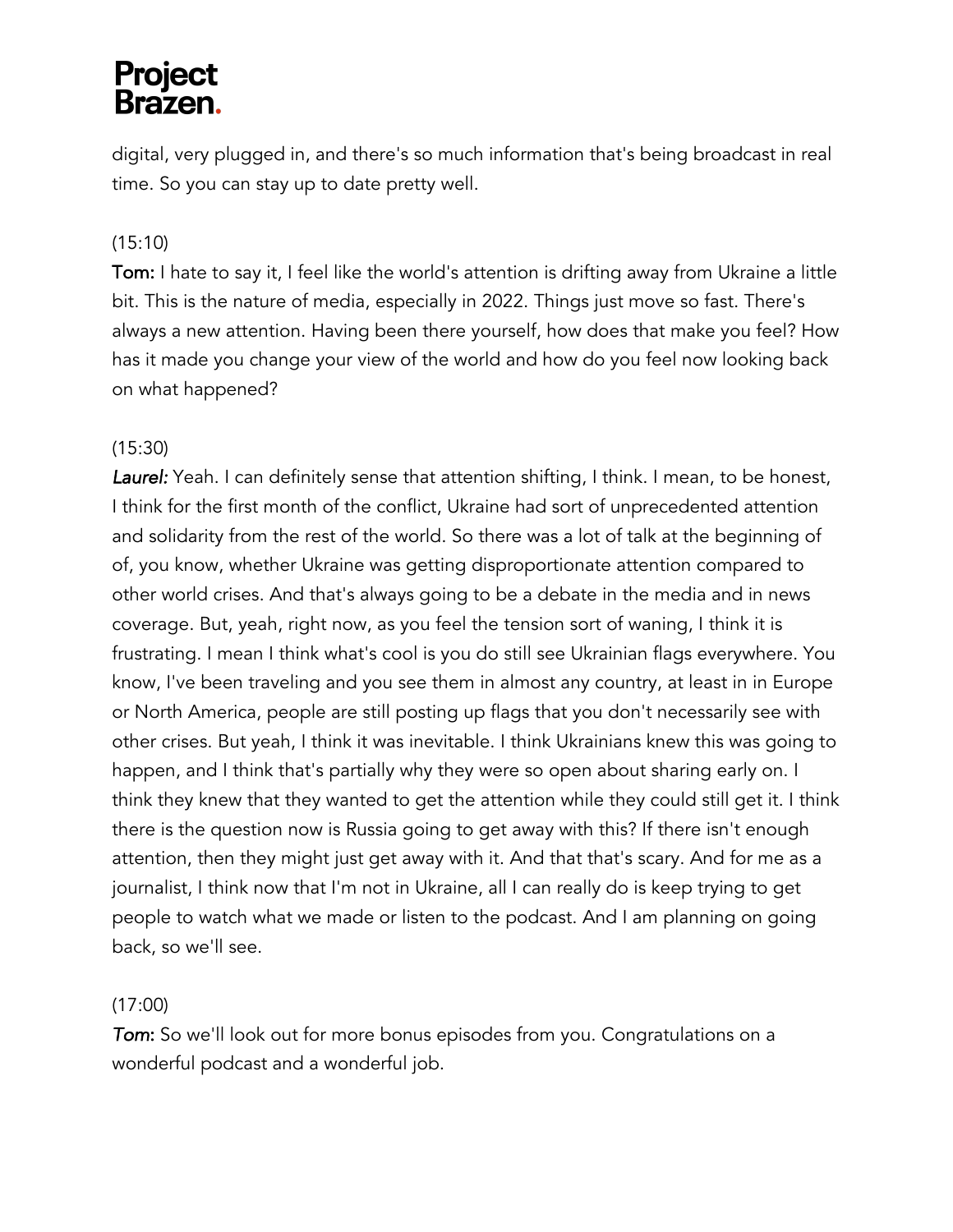digital, very plugged in, and there's so much information that's being broadcast in real time. So you can stay up to date pretty well.

(15:10)

**Tom:** I hate to say it, I feel like the world's attention is drifting away from Ukraine a little bit. This is the nature of media, especially in 2022. Things just move so fast. There's always a new attention. Having been there yourself, how does that make you feel? How has it made you change your view of the world and how do you feel now looking back on what happened?

(15:30)

***Laurel:*** Yeah. I can definitely sense that attention shifting, I think. I mean, to be honest, I think for the first month of the conflict, Ukraine had sort of unprecedented attention and solidarity from the rest of the world. So there was a lot of talk at the beginning of of, you know, whether Ukraine was getting disproportionate attention compared to other world crises. And that's always going to be a debate in the media and in news coverage. But, yeah, right now, as you feel the tension sort of waning, I think it is frustrating. I mean I think what's cool is you do still see Ukrainian flags everywhere. You know, I've been traveling and you see them in almost any country, at least in in Europe or North America, people are still posting up flags that you don't necessarily see with other crises. But yeah, I think it was inevitable. I think Ukrainians knew this was going to happen, and I think that's partially why they were so open about sharing early on. I think they knew that they wanted to get the attention while they could still get it. I think there is the question now is Russia going to get away with this? If there isn't enough attention, then they might just get away with it. And that that's scary. And for me as a journalist, I think now that I'm not in Ukraine, all I can really do is keep trying to get people to watch what we made or listen to the podcast. And I am planning on going back, so we'll see.

(17:00)

***Tom*:** So we'll look out for more bonus episodes from you. Congratulations on a wonderful podcast and a wonderful job.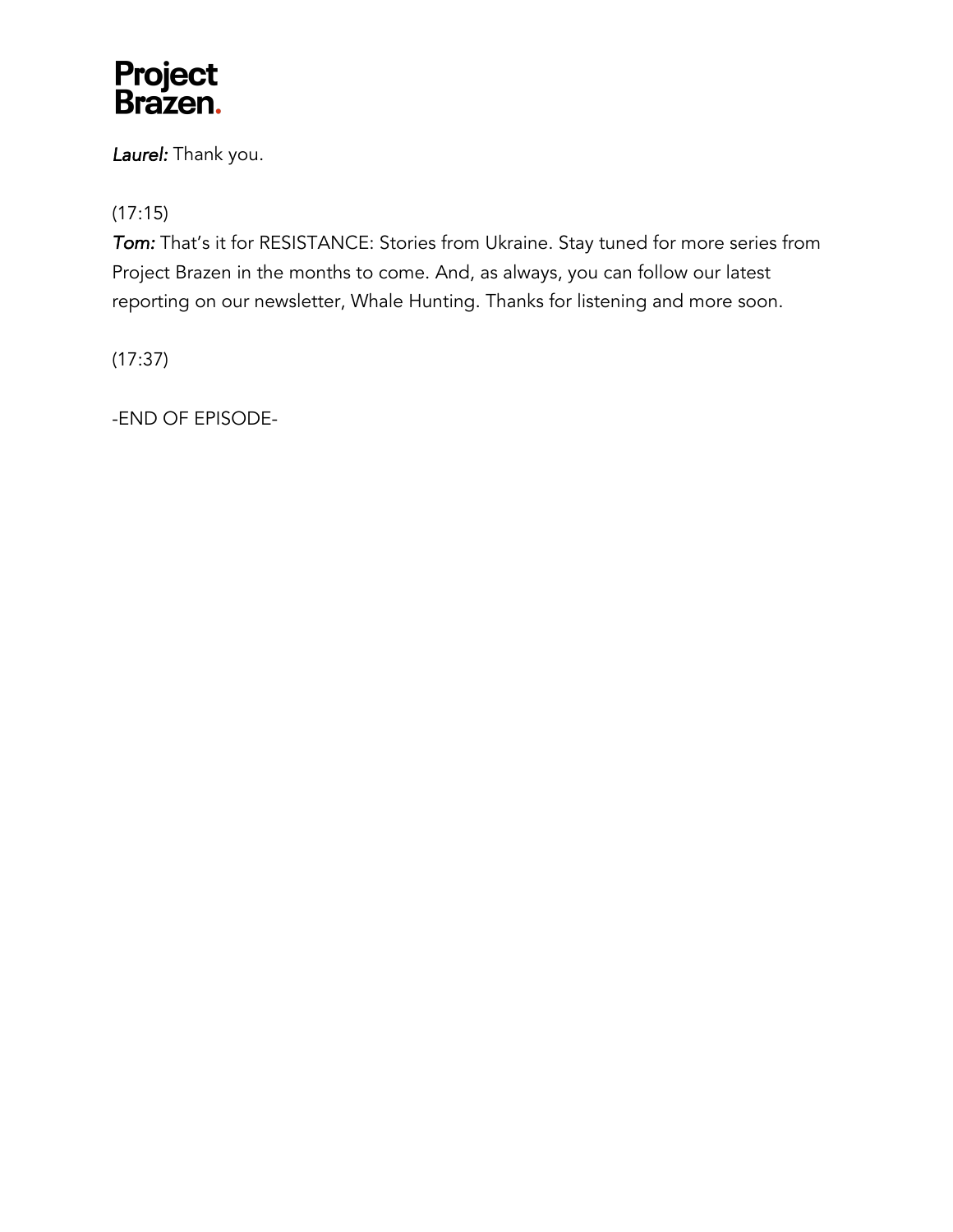*Laurel:* Thank you.

(17:15)

***Tom:*** That's it for RESISTANCE: Stories from Ukraine. Stay tuned for more series from Project Brazen in the months to come. And, as always, you can follow our latest reporting on our newsletter, Whale Hunting. Thanks for listening and more soon.

(17:37)

-END OF EPISODE-